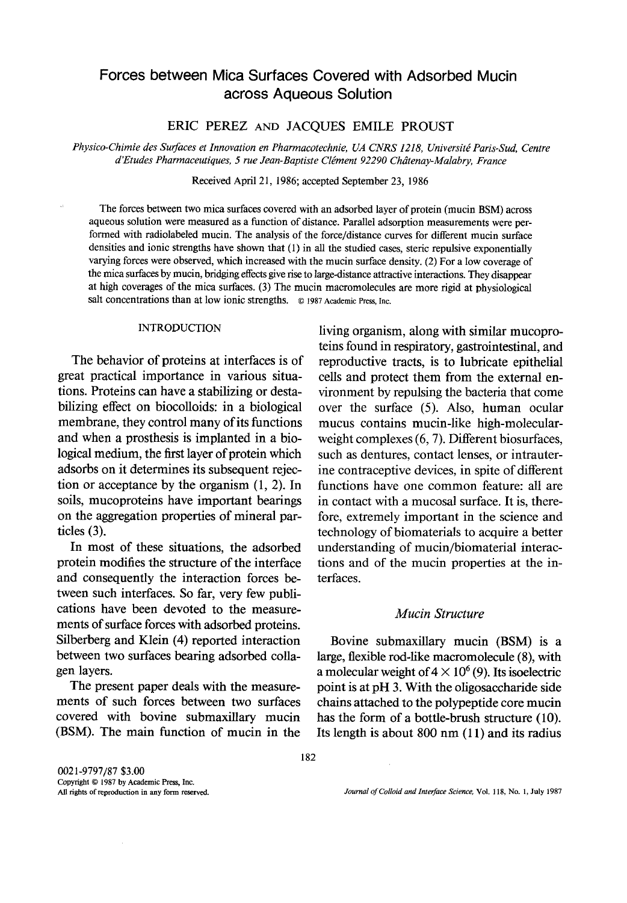# Forces between Mica Surfaces Covered with Adsorbed Mucin across Aqueous Solution

ERIC PEREZ AND JACQUES EMILE PROUST

*Physico-Chimie des Surfaces et Innovation en Pharmacotechnie, UA CNRS 1218, Université Paris-Sud, Centre d'Etudes Pharmaceutiques, 5 rue Jean-Baptiste Clément 92290 Châtenay-Malabry, France*

Received April 21, 1986; accepted September 23, 1986

The forces between two mica surfaces covered with an adsorbed layer of protein (mucin BSM) across aqueous solution were measured as a function of distance. Parallel adsorption measurements were performed with radiolabeled mucin. The analysis of the force/distance curves for different mucin surface densities and ionic strengths have shown that (1) in all the studied cases, steric repulsive exponentially varying forces were observed, which increased with the mucin surface density. (2) For a low coverage of the mica surfaces by mucin, bridging effects give rise to large-distance attractive interactions. They disappear at high coverages of the mica surfaces. (3) The mucin macromolecules are more rigid at physiological salt concentrations than at low ionic strengths. © 1987 Academic Press, Inc.

## INTRODUCTION

The behavior of proteins at interfaces is of great practical importance in various situations. Proteins can have a stabilizing or destabilizing effect on biocolloids: in a biological membrane, they control many of its functions and when a prosthesis is implanted in a biological medium, the first layer of protein which adsorbs on it determines its subsequent rejection or acceptance by the organism (1, 2). In soils, mucoproteins have important bearings on the aggregation properties of mineral particles (3).

In most of these situations, the adsorbed protein modifies the structure of the interface and consequently the interaction forces between such interfaces. So far, very few publications have been devoted to the measurements of surface forces with adsorbed proteins. Silberberg and Klein (4) reported interaction between two surfaces bearing adsorbed collagen layers.

The present paper deals with the measurements of such forces between two surfaces covered with bovine submaxillary mucin (BSM). The main function of mucin in the living organism, along with similar mucoproteins found in respiratory, gastrointestinal, and reproductive tracts, is to lubricate epithelial cells and protect them from the external environment by repulsing the bacteria that come over the surface (5). Also, human ocular mucus contains mucin-like high-molecular-weight complexes (6, 7). Different biosurfaces, such as dentures, contact lenses, or intrauterine contraceptive devices, in spite of different functions have one common feature: all are in contact with a mucosal surface. It is, therefore, extremely important in the science and technology of biomaterials to acquire a better understanding of mucin/biomaterial interactions and of the mucin properties at the interfaces.

### *Mucin Structure*

Bovine submaxillary mucin (BSM) is a large, flexible rod-like macromolecule (8), with a molecular weight of $4 \times 10^6$ (9). Its isoelectric point is at pH 3. With the oligosaccharide side chains attached to the polypeptide core mucin has the form of a bottle-brush structure (10). Its length is about 800 nm (11) and its radius

0021-9797/87 $3.00
Copyright © 1987 by Academic Press, Inc.
All rights of reproduction in any form reserved.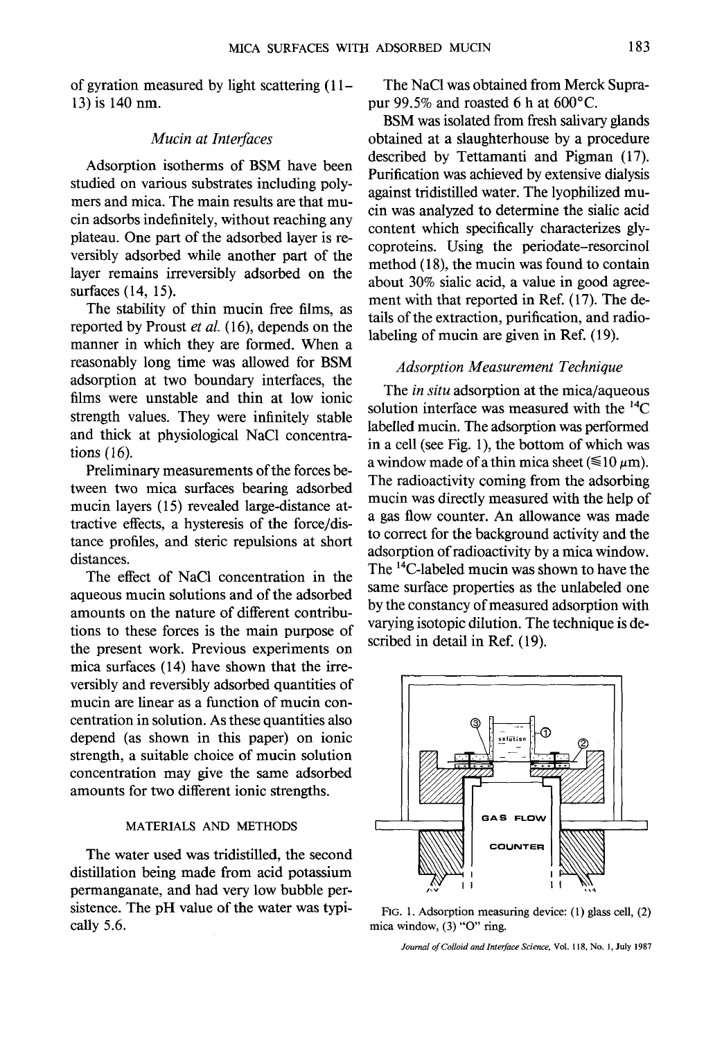of gyration measured by light scattering (11–13) is 140 nm.

### *Mucin at Interfaces*

Adsorption isotherms of BSM have been studied on various substrates including polymers and mica. The main results are that mucin adsorbs indefinitely, without reaching any plateau. One part of the adsorbed layer is reversibly adsorbed while another part of the layer remains irreversibly adsorbed on the surfaces (14, 15).

The stability of thin mucin free films, as reported by Proust *et al.* (16), depends on the manner in which they are formed. When a reasonably long time was allowed for BSM adsorption at two boundary interfaces, the films were unstable and thin at low ionic strength values. They were infinitely stable and thick at physiological NaCl concentrations (16).

Preliminary measurements of the forces between two mica surfaces bearing adsorbed mucin layers (15) revealed large-distance attractive effects, a hysteresis of the force/distance profiles, and steric repulsions at short distances.

The effect of NaCl concentration in the aqueous mucin solutions and of the adsorbed amounts on the nature of different contributions to these forces is the main purpose of the present work. Previous experiments on mica surfaces (14) have shown that the irreversibly and reversibly adsorbed quantities of mucin are linear as a function of mucin concentration in solution. As these quantities also depend (as shown in this paper) on ionic strength, a suitable choice of mucin solution concentration may give the same adsorbed amounts for two different ionic strengths.

## MATERIALS AND METHODS

The water used was tridistilled, the second distillation being made from acid potassium permanganate, and had very low bubble persistence. The pH value of the water was typically 5.6.

The NaCl was obtained from Merck Suprapur 99.5% and roasted 6 h at 600°C.

BSM was isolated from fresh salivary glands obtained at a slaughterhouse by a procedure described by Tettamanti and Pigman (17). Purification was achieved by extensive dialysis against tridistilled water. The lyophilized mucin was analyzed to determine the sialic acid content which specifically characterizes glycoproteins. Using the periodate–resorcinol method (18), the mucin was found to contain about 30% sialic acid, a value in good agreement with that reported in Ref. (17). The details of the extraction, purification, and radiolabeling of mucin are given in Ref. (19).

### *Adsorption Measurement Technique*

The *in situ* adsorption at the mica/aqueous solution interface was measured with the $^{14}C$ labelled mucin. The adsorption was performed in a cell (see Fig. 1), the bottom of which was a window made of a thin mica sheet ($\leqslant 10$ μm). The radioactivity coming from the adsorbing mucin was directly measured with the help of a gas flow counter. An allowance was made to correct for the background activity and the adsorption of radioactivity by a mica window. The $^{14}C$-labeled mucin was shown to have the same surface properties as the unlabeled one by the constancy of measured adsorption with varying isotopic dilution. The technique is described in detail in Ref. (19).

FIG. 1. Adsorption measuring device: (1) glass cell, (2) mica window, (3) "O" ring.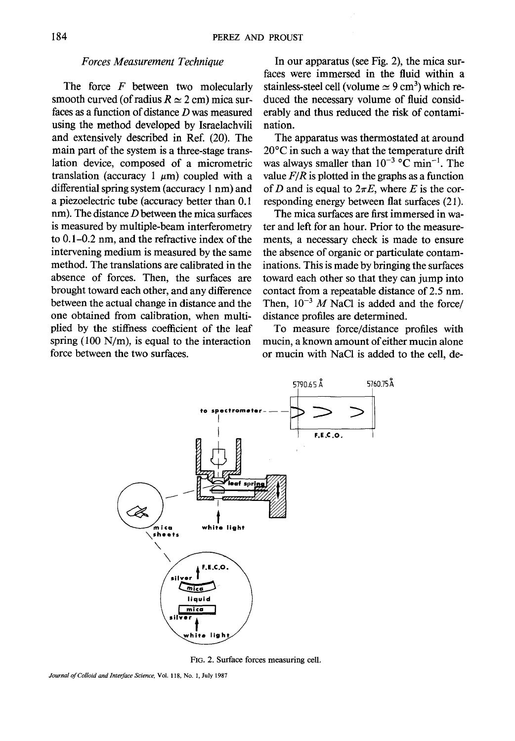### *Forces Measurement Technique*

The force $F$ between two molecularly smooth curved (of radius $R \simeq 2$ cm) mica surfaces as a function of distance $D$ was measured using the method developed by Israelachvili and extensively described in Ref. (20). The main part of the system is a three-stage translation device, composed of a micrometric translation (accuracy 1 $\mu$m) coupled with a differential spring system (accuracy 1 nm) and a piezoelectric tube (accuracy better than 0.1 nm). The distance $D$ between the mica surfaces is measured by multiple-beam interferometry to 0.1–0.2 nm, and the refractive index of the intervening medium is measured by the same method. The translations are calibrated in the absence of forces. Then, the surfaces are brought toward each other, and any difference between the actual change in distance and the one obtained from calibration, when multiplied by the stiffness coefficient of the leaf spring (100 N/m), is equal to the interaction force between the two surfaces.

In our apparatus (see Fig. 2), the mica surfaces were immersed in the fluid within a stainless-steel cell (volume $\simeq 9$ cm$^3$) which reduced the necessary volume of fluid considerably and thus reduced the risk of contamination.

The apparatus was thermostated at around 20°C in such a way that the temperature drift was always smaller than $10^{-3}$ °C min$^{-1}$. The value $F/R$ is plotted in the graphs as a function of $D$ and is equal to $2\pi E$, where $E$ is the corresponding energy between flat surfaces (21).

The mica surfaces are first immersed in water and left for an hour. Prior to the measurements, a necessary check is made to ensure the absence of organic or particulate contaminations. This is made by bringing the surfaces toward each other so that they can jump into contact from a repeatable distance of 2.5 nm. Then, $10^{-3}$ $M$ NaCl is added and the force/distance profiles are determined.

To measure force/distance profiles with mucin, a known amount of either mucin alone or mucin with NaCl is added to the cell, de-

FIG. 2. Surface forces measuring cell.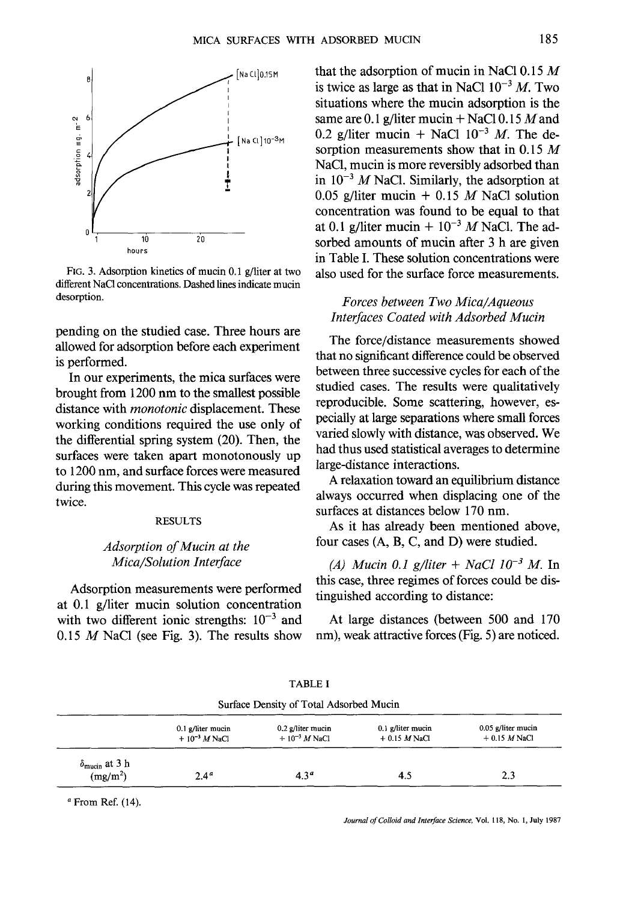FIG. 3. Adsorption kinetics of mucin 0.1 g/liter at two different NaCl concentrations. Dashed lines indicate mucin desorption.

pending on the studied case. Three hours are allowed for adsorption before each experiment is performed.

In our experiments, the mica surfaces were brought from 1200 nm to the smallest possible distance with *monotonic* displacement. These working conditions required the use only of the differential spring system (20). Then, the surfaces were taken apart monotonously up to 1200 nm, and surface forces were measured during this movement. This cycle was repeated twice.

## RESULTS

### *Adsorption of Mucin at the Mica/Solution Interface*

Adsorption measurements were performed at 0.1 g/liter mucin solution concentration with two different ionic strengths: $10^{-3}$ and 0.15 *M* NaCl (see Fig. 3). The results show that the adsorption of mucin in NaCl 0.15 *M* is twice as large as that in NaCl $10^{-3}$ *M*. Two situations where the mucin adsorption is the same are 0.1 g/liter mucin + NaCl 0.15 *M* and 0.2 g/liter mucin + NaCl $10^{-3}$ *M*. The desorption measurements show that in 0.15 *M* NaCl, mucin is more reversibly adsorbed than in $10^{-3}$ *M* NaCl. Similarly, the adsorption at 0.05 g/liter mucin + 0.15 *M* NaCl solution concentration was found to be equal to that at 0.1 g/liter mucin + $10^{-3}$ *M* NaCl. The adsorbed amounts of mucin after 3 h are given in Table I. These solution concentrations were also used for the surface force measurements.

### *Forces between Two Mica/Aqueous Interfaces Coated with Adsorbed Mucin*

The force/distance measurements showed that no significant difference could be observed between three successive cycles for each of the studied cases. The results were qualitatively reproducible. Some scattering, however, especially at large separations where small forces varied slowly with distance, was observed. We had thus used statistical averages to determine large-distance interactions.

A relaxation toward an equilibrium distance always occurred when displacing one of the surfaces at distances below 170 nm.

As it has already been mentioned above, four cases (A, B, C, and D) were studied.

*(A) Mucin 0.1 g/liter + NaCl $10^{-3}$ M.* In this case, three regimes of forces could be distinguished according to distance:

At large distances (between 500 and 170 nm), weak attractive forces (Fig. 5) are noticed.

TABLE I

Surface Density of Total Adsorbed Mucin

| | 0.1 g/liter mucin + $10^{-3}$ *M* NaCl | 0.2 g/liter mucin + $10^{-3}$ *M* NaCl | 0.1 g/liter mucin + 0.15 *M* NaCl | 0.05 g/liter mucin + 0.15 *M* NaCl |
|---|---|---|---|---|
| $\delta_{mucin}$ at 3 h (mg/m$^2$) | 2.4[a] | 4.3[a] | 4.5 | 2.3 |

[a] From Ref. (14).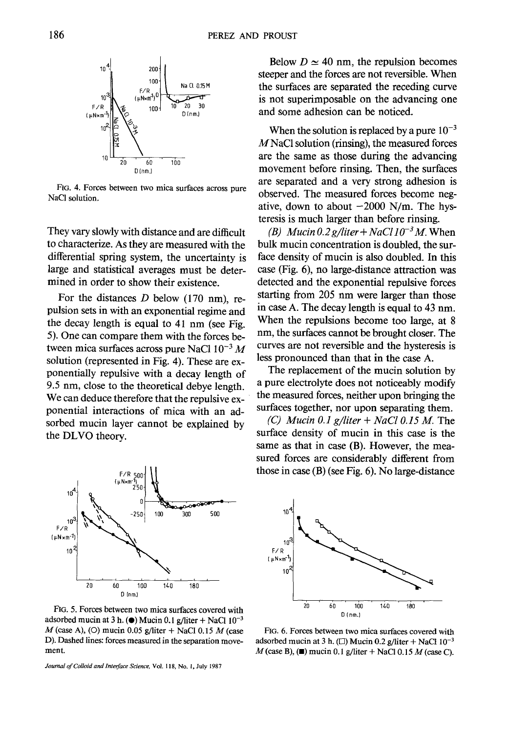FIG. 4. Forces between two mica surfaces across pure NaCl solution.

They vary slowly with distance and are difficult to characterize. As they are measured with the differential spring system, the uncertainty is large and statistical averages must be determined in order to show their existence.

For the distances $D$ below (170 nm), repulsion sets in with an exponential regime and the decay length is equal to 41 nm (see Fig. 5). One can compare them with the forces between mica surfaces across pure NaCl $10^{-3}$ $M$ solution (represented in Fig. 4). These are exponentially repulsive with a decay length of 9.5 nm, close to the theoretical debye length. We can deduce therefore that the repulsive exponential interactions of mica with an adsorbed mucin layer cannot be explained by the DLVO theory.

FIG. 5. Forces between two mica surfaces covered with adsorbed mucin at 3 h. (●) Mucin 0.1 g/liter + NaCl $10^{-3}$ $M$ (case A), (○) mucin 0.05 g/liter + NaCl 0.15 $M$ (case D). Dashed lines: forces measured in the separation movement.

Below $D \simeq 40$ nm, the repulsion becomes steeper and the forces are not reversible. When the surfaces are separated the receding curve is not superimposable on the advancing one and some adhesion can be noticed.

When the solution is replaced by a pure $10^{-3}$ $M$ NaCl solution (rinsing), the measured forces are the same as those during the advancing movement before rinsing. Then, the surfaces are separated and a very strong adhesion is observed. The measured forces become negative, down to about −2000 N/m. The hysteresis is much larger than before rinsing.

*(B) Mucin 0.2 g/liter + NaCl $10^{-3}$ M.* When bulk mucin concentration is doubled, the surface density of mucin is also doubled. In this case (Fig. 6), no large-distance attraction was detected and the exponential repulsive forces starting from 205 nm were larger than those in case A. The decay length is equal to 43 nm. When the repulsions become too large, at 8 nm, the surfaces cannot be brought closer. The curves are not reversible and the hysteresis is less pronounced than that in the case A.

The replacement of the mucin solution by a pure electrolyte does not noticeably modify the measured forces, neither upon bringing the surfaces together, nor upon separating them.

*(C) Mucin 0.1 g/liter + NaCl 0.15 M.* The surface density of mucin in this case is the same as that in case (B). However, the measured forces are considerably different from those in case (B) (see Fig. 6). No large-distance

FIG. 6. Forces between two mica surfaces covered with adsorbed mucin at 3 h. (□) Mucin 0.2 g/liter + NaCl $10^{-3}$ $M$ (case B), (■) mucin 0.1 g/liter + NaCl 0.15 $M$ (case C).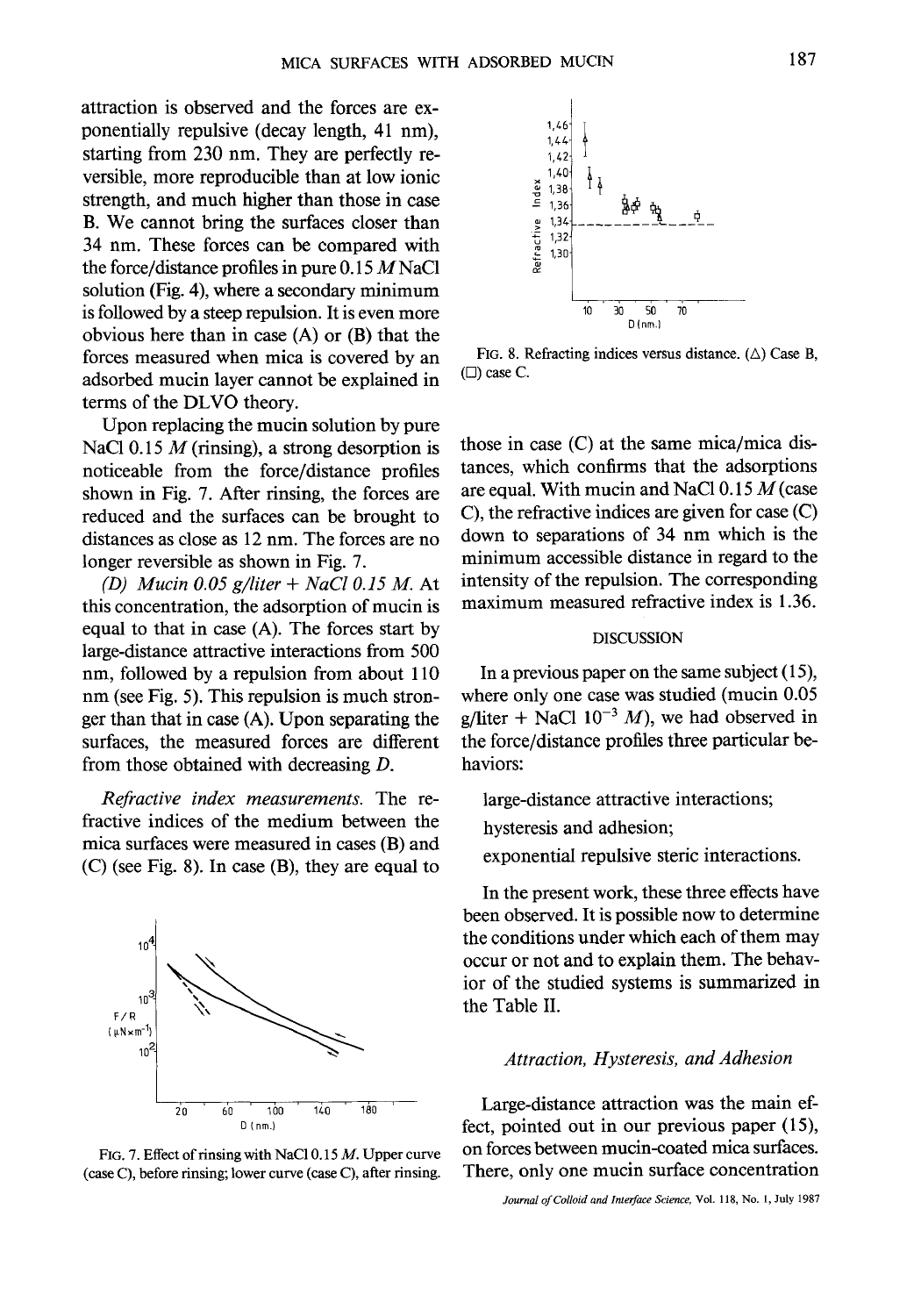attraction is observed and the forces are exponentially repulsive (decay length, 41 nm), starting from 230 nm. They are perfectly reversible, more reproducible than at low ionic strength, and much higher than those in case B. We cannot bring the surfaces closer than 34 nm. These forces can be compared with the force/distance profiles in pure 0.15 $M$ NaCl solution (Fig. 4), where a secondary minimum is followed by a steep repulsion. It is even more obvious here than in case (A) or (B) that the forces measured when mica is covered by an adsorbed mucin layer cannot be explained in terms of the DLVO theory.

Upon replacing the mucin solution by pure NaCl 0.15 $M$ (rinsing), a strong desorption is noticeable from the force/distance profiles shown in Fig. 7. After rinsing, the forces are reduced and the surfaces can be brought to distances as close as 12 nm. The forces are no longer reversible as shown in Fig. 7.

*(D) Mucin 0.05 g/liter + NaCl 0.15 M.* At this concentration, the adsorption of mucin is equal to that in case (A). The forces start by large-distance attractive interactions from 500 nm, followed by a repulsion from about 110 nm (see Fig. 5). This repulsion is much stronger than that in case (A). Upon separating the surfaces, the measured forces are different from those obtained with decreasing $D$.

*Refractive index measurements.* The refractive indices of the medium between the mica surfaces were measured in cases (B) and (C) (see Fig. 8). In case (B), they are equal to those in case (C) at the same mica/mica distances, which confirms that the adsorptions are equal. With mucin and NaCl 0.15 $M$ (case C), the refractive indices are given for case (C) down to separations of 34 nm which is the minimum accessible distance in regard to the intensity of the repulsion. The corresponding maximum measured refractive index is 1.36.

FIG. 7. Effect of rinsing with NaCl 0.15 $M$. Upper curve (case C), before rinsing; lower curve (case C), after rinsing.

FIG. 8. Refracting indices versus distance. (△) Case B, (□) case C.

## DISCUSSION

In a previous paper on the same subject (15), where only one case was studied (mucin 0.05 g/liter + NaCl $10^{-3}$ $M$), we had observed in the force/distance profiles three particular behaviors:

- large-distance attractive interactions;
- hysteresis and adhesion;
- exponential repulsive steric interactions.

In the present work, these three effects have been observed. It is possible now to determine the conditions under which each of them may occur or not and to explain them. The behavior of the studied systems is summarized in the Table II.

### *Attraction, Hysteresis, and Adhesion*

Large-distance attraction was the main effect, pointed out in our previous paper (15), on forces between mucin-coated mica surfaces. There, only one mucin surface concentration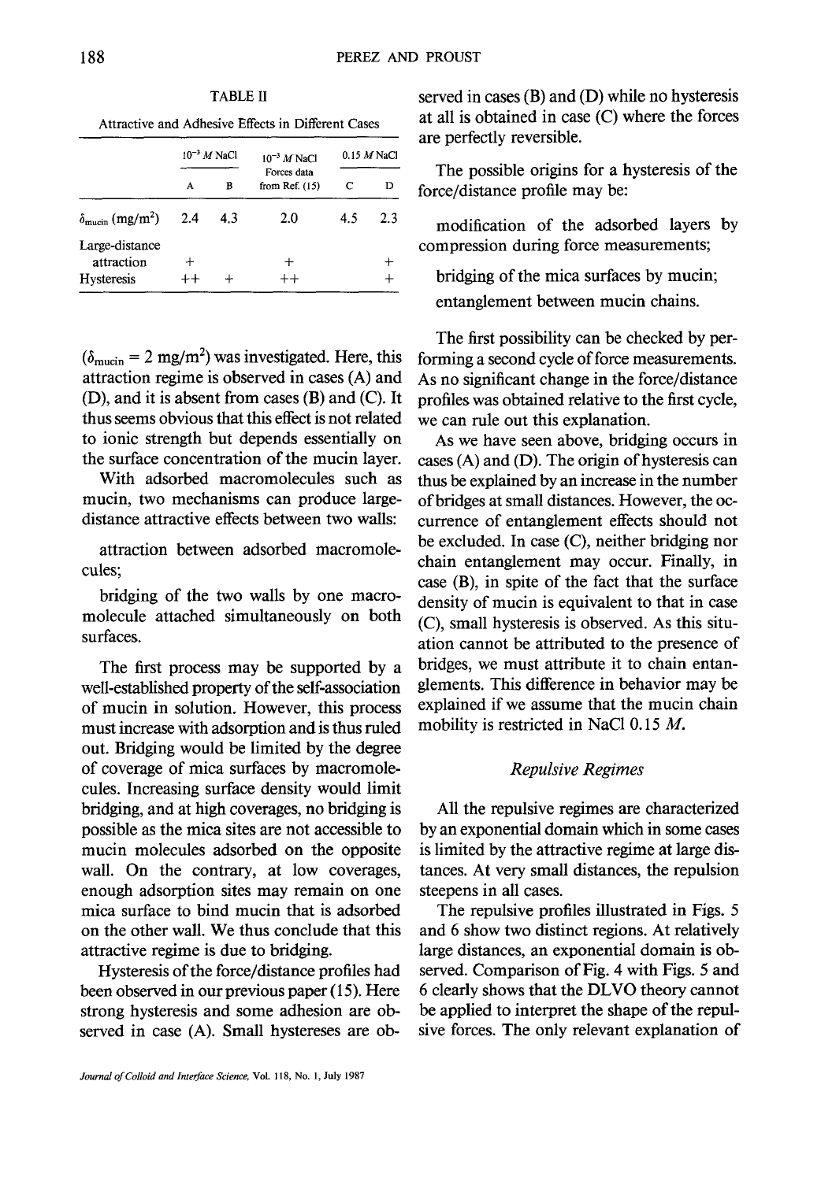TABLE II

Attractive and Adhesive Effects in Different Cases

| | $10^{-3}$ $M$ NaCl | | $10^{-3}$ $M$ NaCl Forces data from Ref. (15) | 0.15 $M$ NaCl | |
|---|---|---|---|---|---|
| | A | B | | C | D |
| $\delta_{mucin}$ (mg/m$^2$) | 2.4 | 4.3 | 2.0 | 4.5 | 2.3 |
| Large-distance attraction | + | | + | | + |
| Hysteresis | ++ | + | ++ | | + |

($\delta_{mucin} = 2$ mg/m$^2$) was investigated. Here, this attraction regime is observed in cases (A) and (D), and it is absent from cases (B) and (C). It thus seems obvious that this effect is not related to ionic strength but depends essentially on the surface concentration of the mucin layer.

With adsorbed macromolecules such as mucin, two mechanisms can produce large-distance attractive effects between two walls:

attraction between adsorbed macromolecules;

bridging of the two walls by one macromolecule attached simultaneously on both surfaces.

The first process may be supported by a well-established property of the self-association of mucin in solution. However, this process must increase with adsorption and is thus ruled out. Bridging would be limited by the degree of coverage of mica surfaces by macromolecules. Increasing surface density would limit bridging, and at high coverages, no bridging is possible as the mica sites are not accessible to mucin molecules adsorbed on the opposite wall. On the contrary, at low coverages, enough adsorption sites may remain on one mica surface to bind mucin that is adsorbed on the other wall. We thus conclude that this attractive regime is due to bridging.

Hysteresis of the force/distance profiles had been observed in our previous paper (15). Here strong hysteresis and some adhesion are observed in case (A). Small hystereses are observed in cases (B) and (D) while no hysteresis at all is obtained in case (C) where the forces are perfectly reversible.

The possible origins for a hysteresis of the force/distance profile may be:

modification of the adsorbed layers by compression during force measurements;

bridging of the mica surfaces by mucin;

entanglement between mucin chains.

The first possibility can be checked by performing a second cycle of force measurements. As no significant change in the force/distance profiles was obtained relative to the first cycle, we can rule out this explanation.

As we have seen above, bridging occurs in cases (A) and (D). The origin of hysteresis can thus be explained by an increase in the number of bridges at small distances. However, the occurrence of entanglement effects should not be excluded. In case (C), neither bridging nor chain entanglement may occur. Finally, in case (B), in spite of the fact that the surface density of mucin is equivalent to that in case (C), small hysteresis is observed. As this situation cannot be attributed to the presence of bridges, we must attribute it to chain entanglements. This difference in behavior may be explained if we assume that the mucin chain mobility is restricted in NaCl 0.15 $M$.

### *Repulsive Regimes*

All the repulsive regimes are characterized by an exponential domain which in some cases is limited by the attractive regime at large distances. At very small distances, the repulsion steepens in all cases.

The repulsive profiles illustrated in Figs. 5 and 6 show two distinct regions. At relatively large distances, an exponential domain is observed. Comparison of Fig. 4 with Figs. 5 and 6 clearly shows that the DLVO theory cannot be applied to interpret the shape of the repulsive forces. The only relevant explanation of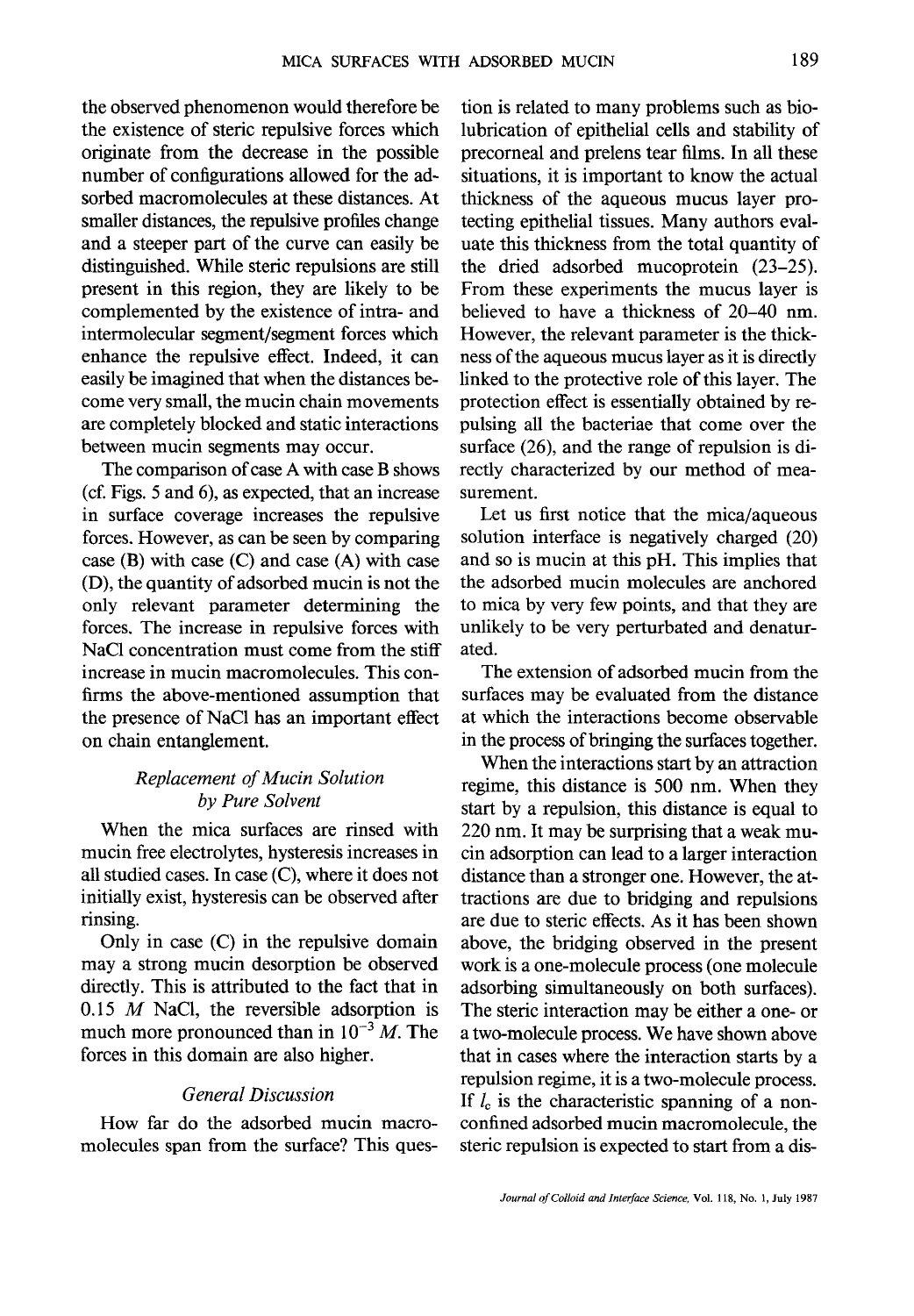the observed phenomenon would therefore be the existence of steric repulsive forces which originate from the decrease in the possible number of configurations allowed for the adsorbed macromolecules at these distances. At smaller distances, the repulsive profiles change and a steeper part of the curve can easily be distinguished. While steric repulsions are still present in this region, they are likely to be complemented by the existence of intra- and intermolecular segment/segment forces which enhance the repulsive effect. Indeed, it can easily be imagined that when the distances become very small, the mucin chain movements are completely blocked and static interactions between mucin segments may occur.

The comparison of case A with case B shows (cf. Figs. 5 and 6), as expected, that an increase in surface coverage increases the repulsive forces. However, as can be seen by comparing case (B) with case (C) and case (A) with case (D), the quantity of adsorbed mucin is not the only relevant parameter determining the forces. The increase in repulsive forces with NaCl concentration must come from the stiff increase in mucin macromolecules. This confirms the above-mentioned assumption that the presence of NaCl has an important effect on chain entanglement.

### *Replacement of Mucin Solution by Pure Solvent*

When the mica surfaces are rinsed with mucin free electrolytes, hysteresis increases in all studied cases. In case (C), where it does not initially exist, hysteresis can be observed after rinsing.

Only in case (C) in the repulsive domain may a strong mucin desorption be observed directly. This is attributed to the fact that in 0.15 $M$ NaCl, the reversible adsorption is much more pronounced than in $10^{-3}$ $M$. The forces in this domain are also higher.

### *General Discussion*

How far do the adsorbed mucin macromolecules span from the surface? This question is related to many problems such as biolubrication of epithelial cells and stability of precorneal and prelens tear films. In all these situations, it is important to know the actual thickness of the aqueous mucus layer protecting epithelial tissues. Many authors evaluate this thickness from the total quantity of the dried adsorbed mucoprotein (23–25). From these experiments the mucus layer is believed to have a thickness of 20–40 nm. However, the relevant parameter is the thickness of the aqueous mucus layer as it is directly linked to the protective role of this layer. The protection effect is essentially obtained by repulsing all the bacteriae that come over the surface (26), and the range of repulsion is directly characterized by our method of measurement.

Let us first notice that the mica/aqueous solution interface is negatively charged (20) and so is mucin at this pH. This implies that the adsorbed mucin molecules are anchored to mica by very few points, and that they are unlikely to be very perturbated and denaturated.

The extension of adsorbed mucin from the surfaces may be evaluated from the distance at which the interactions become observable in the process of bringing the surfaces together.

When the interactions start by an attraction regime, this distance is 500 nm. When they start by a repulsion, this distance is equal to 220 nm. It may be surprising that a weak mucin adsorption can lead to a larger interaction distance than a stronger one. However, the attractions are due to bridging and repulsions are due to steric effects. As it has been shown above, the bridging observed in the present work is a one-molecule process (one molecule adsorbing simultaneously on both surfaces). The steric interaction may be either a one- or a two-molecule process. We have shown above that in cases where the interaction starts by a repulsion regime, it is a two-molecule process. If $l_c$ is the characteristic spanning of a nonconfined adsorbed mucin macromolecule, the steric repulsion is expected to start from a dis-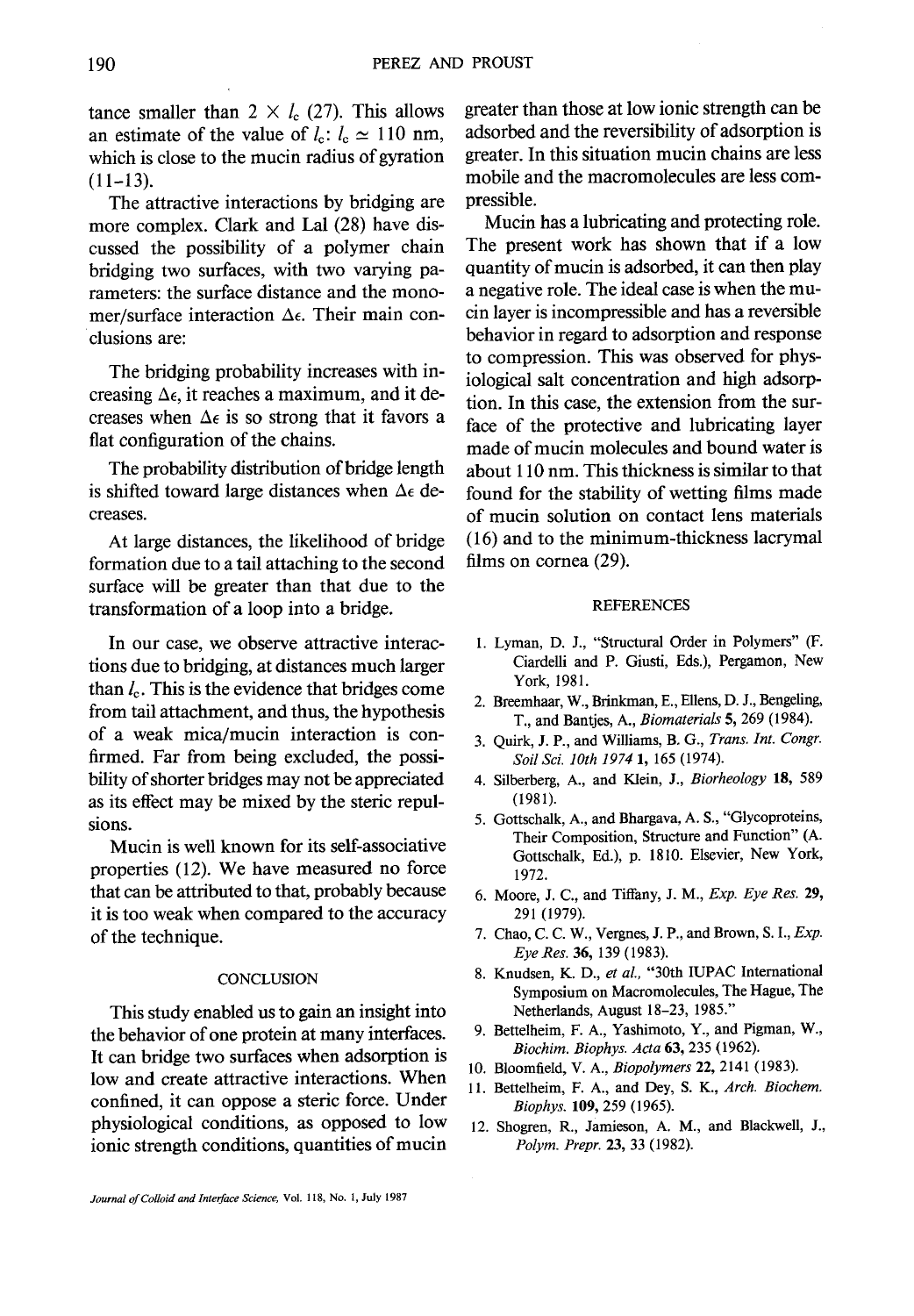tance smaller than $2 \times l_c$ (27). This allows an estimate of the value of $l_c$: $l_c \simeq 110$ nm, which is close to the mucin radius of gyration (11–13).

The attractive interactions by bridging are more complex. Clark and Lal (28) have discussed the possibility of a polymer chain bridging two surfaces, with two varying parameters: the surface distance and the monomer/surface interaction $\Delta\epsilon$. Their main conclusions are:

> The bridging probability increases with increasing $\Delta\epsilon$, it reaches a maximum, and it decreases when $\Delta\epsilon$ is so strong that it favors a flat configuration of the chains.
>
> The probability distribution of bridge length is shifted toward large distances when $\Delta\epsilon$ decreases.
>
> At large distances, the likelihood of bridge formation due to a tail attaching to the second surface will be greater than that due to the transformation of a loop into a bridge.

In our case, we observe attractive interactions due to bridging, at distances much larger than $l_c$. This is the evidence that bridges come from tail attachment, and thus, the hypothesis of a weak mica/mucin interaction is confirmed. Far from being excluded, the possibility of shorter bridges may not be appreciated as its effect may be mixed by the steric repulsions.

Mucin is well known for its self-associative properties (12). We have measured no force that can be attributed to that, probably because it is too weak when compared to the accuracy of the technique.

## CONCLUSION

This study enabled us to gain an insight into the behavior of one protein at many interfaces. It can bridge two surfaces when adsorption is low and create attractive interactions. When confined, it can oppose a steric force. Under physiological conditions, as opposed to low ionic strength conditions, quantities of mucin greater than those at low ionic strength can be adsorbed and the reversibility of adsorption is greater. In this situation mucin chains are less mobile and the macromolecules are less compressible.

Mucin has a lubricating and protecting role. The present work has shown that if a low quantity of mucin is adsorbed, it can then play a negative role. The ideal case is when the mucin layer is incompressible and has a reversible behavior in regard to adsorption and response to compression. This was observed for physiological salt concentration and high adsorption. In this case, the extension from the surface of the protective and lubricating layer made of mucin molecules and bound water is about 110 nm. This thickness is similar to that found for the stability of wetting films made of mucin solution on contact lens materials (16) and to the minimum-thickness lacrymal films on cornea (29).

## REFERENCES

1. Lyman, D. J., "Structural Order in Polymers" (F. Ciardelli and P. Giusti, Eds.), Pergamon, New York, 1981.
2. Breemhaar, W., Brinkman, E., Ellens, D. J., Bengeling, T., and Bantjes, A., *Biomaterials* **5**, 269 (1984).
3. Quirk, J. P., and Williams, B. G., *Trans. Int. Congr. Soil Sci. 10th 1974* **1**, 165 (1974).
4. Silberberg, A., and Klein, J., *Biorheology* **18**, 589 (1981).
5. Gottschalk, A., and Bhargava, A. S., "Glycoproteins, Their Composition, Structure and Function" (A. Gottschalk, Ed.), p. 1810. Elsevier, New York, 1972.
6. Moore, J. C., and Tiffany, J. M., *Exp. Eye Res.* **29**, 291 (1979).
7. Chao, C. C. W., Vergnes, J. P., and Brown, S. I., *Exp. Eye Res.* **36**, 139 (1983).
8. Knudsen, K. D., *et al.*, "30th IUPAC International Symposium on Macromolecules, The Hague, The Netherlands, August 18–23, 1985."
9. Bettelheim, F. A., Yashimoto, Y., and Pigman, W., *Biochim. Biophys. Acta* **63**, 235 (1962).
10. Bloomfield, V. A., *Biopolymers* **22**, 2141 (1983).
11. Bettelheim, F. A., and Dey, S. K., *Arch. Biochem. Biophys.* **109**, 259 (1965).
12. Shogren, R., Jamieson, A. M., and Blackwell, J., *Polym. Prepr.* **23**, 33 (1982).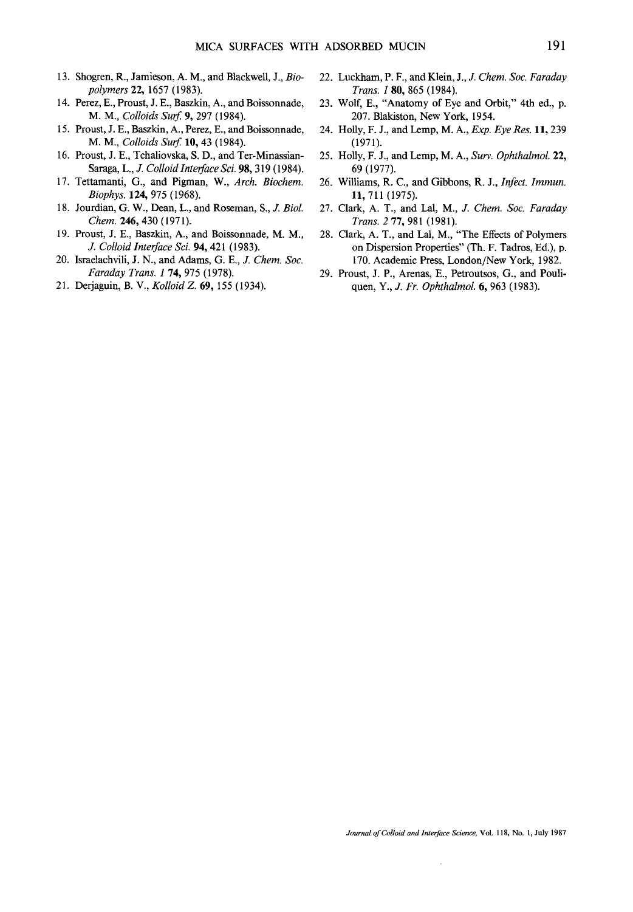13. Shogren, R., Jamieson, A. M., and Blackwell, J., *Biopolymers* **22,** 1657 (1983).
14. Perez, E., Proust, J. E., Baszkin, A., and Boissonnade, M. M., *Colloids Surf.* **9,** 297 (1984).
15. Proust, J. E., Baszkin, A., Perez, E., and Boissonnade, M. M., *Colloids Surf.* **10,** 43 (1984).
16. Proust, J. E., Tchaliovska, S. D., and Ter-Minassian-Saraga, L., *J. Colloid Interface Sci.* **98,** 319 (1984).
17. Tettamanti, G., and Pigman, W., *Arch. Biochem. Biophys.* **124,** 975 (1968).
18. Jourdian, G. W., Dean, L., and Roseman, S., *J. Biol. Chem.* **246,** 430 (1971).
19. Proust, J. E., Baszkin, A., and Boissonnade, M. M., *J. Colloid Interface Sci.* **94,** 421 (1983).
20. Israelachvili, J. N., and Adams, G. E., *J. Chem. Soc. Faraday Trans. 1* **74,** 975 (1978).
21. Derjaguin, B. V., *Kolloid Z.* **69,** 155 (1934).
22. Luckham, P. F., and Klein, J., *J. Chem. Soc. Faraday Trans. 1* **80,** 865 (1984).
23. Wolf, E., "Anatomy of Eye and Orbit," 4th ed., p. 207. Blakiston, New York, 1954.
24. Holly, F. J., and Lemp, M. A., *Exp. Eye Res.* **11,** 239 (1971).
25. Holly, F. J., and Lemp, M. A., *Surv. Ophthalmol.* **22,** 69 (1977).
26. Williams, R. C., and Gibbons, R. J., *Infect. Immun.* **11,** 711 (1975).
27. Clark, A. T., and Lal, M., *J. Chem. Soc. Faraday Trans. 2* **77,** 981 (1981).
28. Clark, A. T., and Lal, M., "The Effects of Polymers on Dispersion Properties" (Th. F. Tadros, Ed.), p. 170. Academic Press, London/New York, 1982.
29. Proust, J. P., Arenas, E., Petroutsos, G., and Pouliquen, Y., *J. Fr. Ophthalmol.* **6,** 963 (1983).